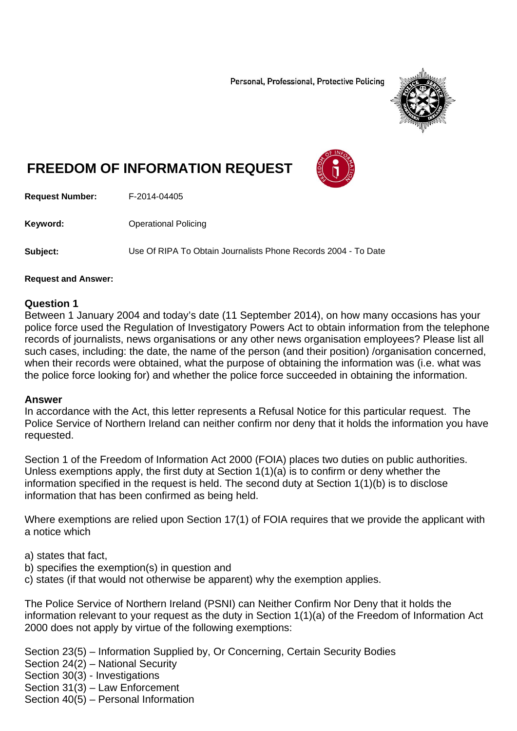Personal, Professional, Protective Policing

# FREEDOM OF INFORMATION REQUEST

**Request Number:** F-2014-04405

**Keyword:** Operational Policing

**Subject:** Use Of RIPA To Obtain Journalists Phone Records 2004 - To Date

**Request and Answer:**

### Question 1

Between 1 January 2004 and today's date (11 September 2014), on how many occasions has your police force used the Regulation of Investigatory Powers Act to obtain information from the telephone records of journalists, news organisations or any other news organisation employees? Please list all such cases, including: the date, the name of the person (and their position) /organisation concerned, when their records were obtained, what the purpose of obtaining the information was (i.e. what was the police force looking for) and whether the police force succeeded in obtaining the information.

### Answer

In accordance with the Act, this letter represents a Refusal Notice for this particular request. The Police Service of Northern Ireland can neither confirm nor deny that it holds the information you have requested.

Section 1 of the Freedom of Information Act 2000 (FOIA) places two duties on public authorities. Unless exemptions apply, the first duty at Section 1(1)(a) is to confirm or deny whether the information specified in the request is held. The second duty at Section 1(1)(b) is to disclose information that has been confirmed as being held.

Where exemptions are relied upon Section 17(1) of FOIA requires that we provide the applicant with a notice which

a) states that fact,
b) specifies the exemption(s) in question and
c) states (if that would not otherwise be apparent) why the exemption applies.

The Police Service of Northern Ireland (PSNI) can Neither Confirm Nor Deny that it holds the information relevant to your request as the duty in Section 1(1)(a) of the Freedom of Information Act 2000 does not apply by virtue of the following exemptions:

Section 23(5) – Information Supplied by, Or Concerning, Certain Security Bodies
Section 24(2) – National Security
Section 30(3) - Investigations
Section 31(3) – Law Enforcement
Section 40(5) – Personal Information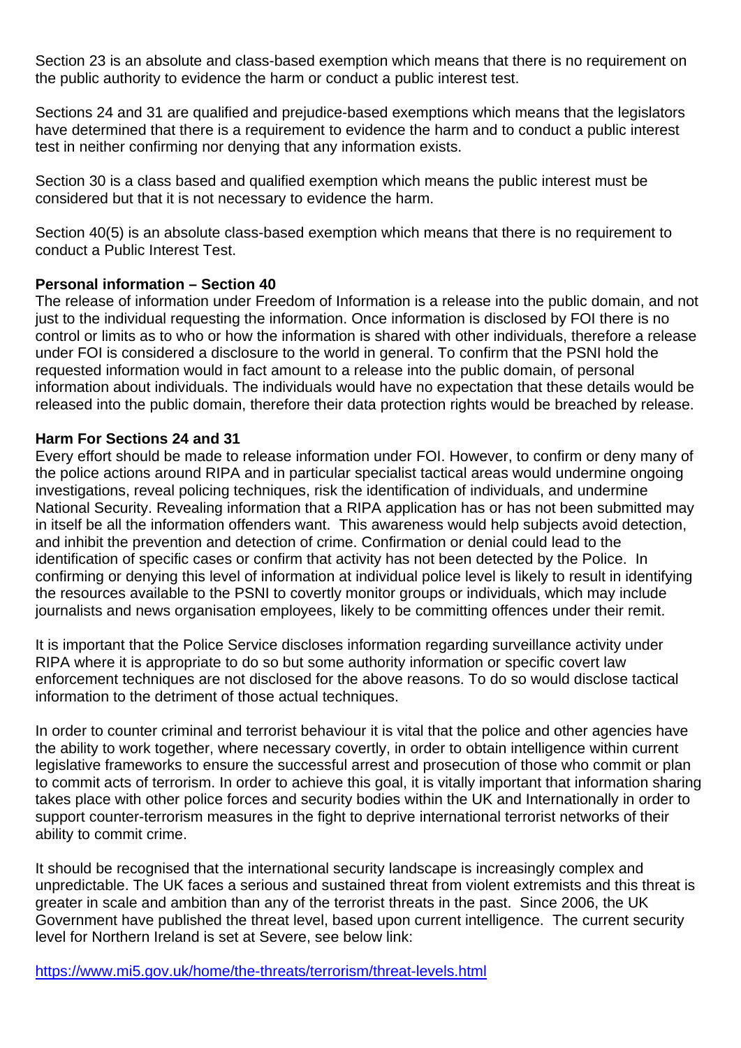Section 23 is an absolute and class-based exemption which means that there is no requirement on the public authority to evidence the harm or conduct a public interest test.

Sections 24 and 31 are qualified and prejudice-based exemptions which means that the legislators have determined that there is a requirement to evidence the harm and to conduct a public interest test in neither confirming nor denying that any information exists.

Section 30 is a class based and qualified exemption which means the public interest must be considered but that it is not necessary to evidence the harm.

Section 40(5) is an absolute class-based exemption which means that there is no requirement to conduct a Public Interest Test.

**Personal information – Section 40**

The release of information under Freedom of Information is a release into the public domain, and not just to the individual requesting the information. Once information is disclosed by FOI there is no control or limits as to who or how the information is shared with other individuals, therefore a release under FOI is considered a disclosure to the world in general. To confirm that the PSNI hold the requested information would in fact amount to a release into the public domain, of personal information about individuals. The individuals would have no expectation that these details would be released into the public domain, therefore their data protection rights would be breached by release.

**Harm For Sections 24 and 31**

Every effort should be made to release information under FOI. However, to confirm or deny many of the police actions around RIPA and in particular specialist tactical areas would undermine ongoing investigations, reveal policing techniques, risk the identification of individuals, and undermine National Security. Revealing information that a RIPA application has or has not been submitted may in itself be all the information offenders want. This awareness would help subjects avoid detection, and inhibit the prevention and detection of crime. Confirmation or denial could lead to the identification of specific cases or confirm that activity has not been detected by the Police. In confirming or denying this level of information at individual police level is likely to result in identifying the resources available to the PSNI to covertly monitor groups or individuals, which may include journalists and news organisation employees, likely to be committing offences under their remit.

It is important that the Police Service discloses information regarding surveillance activity under RIPA where it is appropriate to do so but some authority information or specific covert law enforcement techniques are not disclosed for the above reasons. To do so would disclose tactical information to the detriment of those actual techniques.

In order to counter criminal and terrorist behaviour it is vital that the police and other agencies have the ability to work together, where necessary covertly, in order to obtain intelligence within current legislative frameworks to ensure the successful arrest and prosecution of those who commit or plan to commit acts of terrorism. In order to achieve this goal, it is vitally important that information sharing takes place with other police forces and security bodies within the UK and Internationally in order to support counter-terrorism measures in the fight to deprive international terrorist networks of their ability to commit crime.

It should be recognised that the international security landscape is increasingly complex and unpredictable. The UK faces a serious and sustained threat from violent extremists and this threat is greater in scale and ambition than any of the terrorist threats in the past. Since 2006, the UK Government have published the threat level, based upon current intelligence. The current security level for Northern Ireland is set at Severe, see below link:

https://www.mi5.gov.uk/home/the-threats/terrorism/threat-levels.html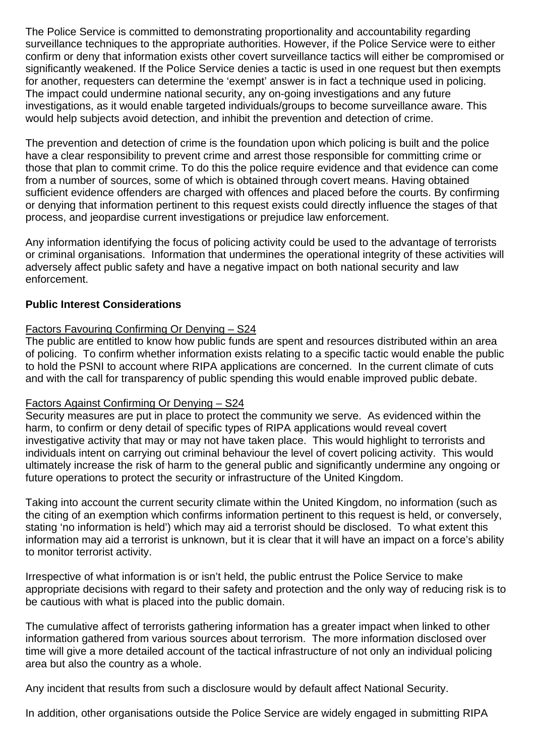The Police Service is committed to demonstrating proportionality and accountability regarding surveillance techniques to the appropriate authorities. However, if the Police Service were to either confirm or deny that information exists other covert surveillance tactics will either be compromised or significantly weakened. If the Police Service denies a tactic is used in one request but then exempts for another, requesters can determine the 'exempt' answer is in fact a technique used in policing. The impact could undermine national security, any on-going investigations and any future investigations, as it would enable targeted individuals/groups to become surveillance aware. This would help subjects avoid detection, and inhibit the prevention and detection of crime.

The prevention and detection of crime is the foundation upon which policing is built and the police have a clear responsibility to prevent crime and arrest those responsible for committing crime or those that plan to commit crime. To do this the police require evidence and that evidence can come from a number of sources, some of which is obtained through covert means. Having obtained sufficient evidence offenders are charged with offences and placed before the courts. By confirming or denying that information pertinent to this request exists could directly influence the stages of that process, and jeopardise current investigations or prejudice law enforcement.

Any information identifying the focus of policing activity could be used to the advantage of terrorists or criminal organisations. Information that undermines the operational integrity of these activities will adversely affect public safety and have a negative impact on both national security and law enforcement.

**Public Interest Considerations**

Factors Favouring Confirming Or Denying – S24

The public are entitled to know how public funds are spent and resources distributed within an area of policing. To confirm whether information exists relating to a specific tactic would enable the public to hold the PSNI to account where RIPA applications are concerned. In the current climate of cuts and with the call for transparency of public spending this would enable improved public debate.

Factors Against Confirming Or Denying – S24

Security measures are put in place to protect the community we serve. As evidenced within the harm, to confirm or deny detail of specific types of RIPA applications would reveal covert investigative activity that may or may not have taken place. This would highlight to terrorists and individuals intent on carrying out criminal behaviour the level of covert policing activity. This would ultimately increase the risk of harm to the general public and significantly undermine any ongoing or future operations to protect the security or infrastructure of the United Kingdom.

Taking into account the current security climate within the United Kingdom, no information (such as the citing of an exemption which confirms information pertinent to this request is held, or conversely, stating 'no information is held') which may aid a terrorist should be disclosed. To what extent this information may aid a terrorist is unknown, but it is clear that it will have an impact on a force's ability to monitor terrorist activity.

Irrespective of what information is or isn't held, the public entrust the Police Service to make appropriate decisions with regard to their safety and protection and the only way of reducing risk is to be cautious with what is placed into the public domain.

The cumulative affect of terrorists gathering information has a greater impact when linked to other information gathered from various sources about terrorism. The more information disclosed over time will give a more detailed account of the tactical infrastructure of not only an individual policing area but also the country as a whole.

Any incident that results from such a disclosure would by default affect National Security.

In addition, other organisations outside the Police Service are widely engaged in submitting RIPA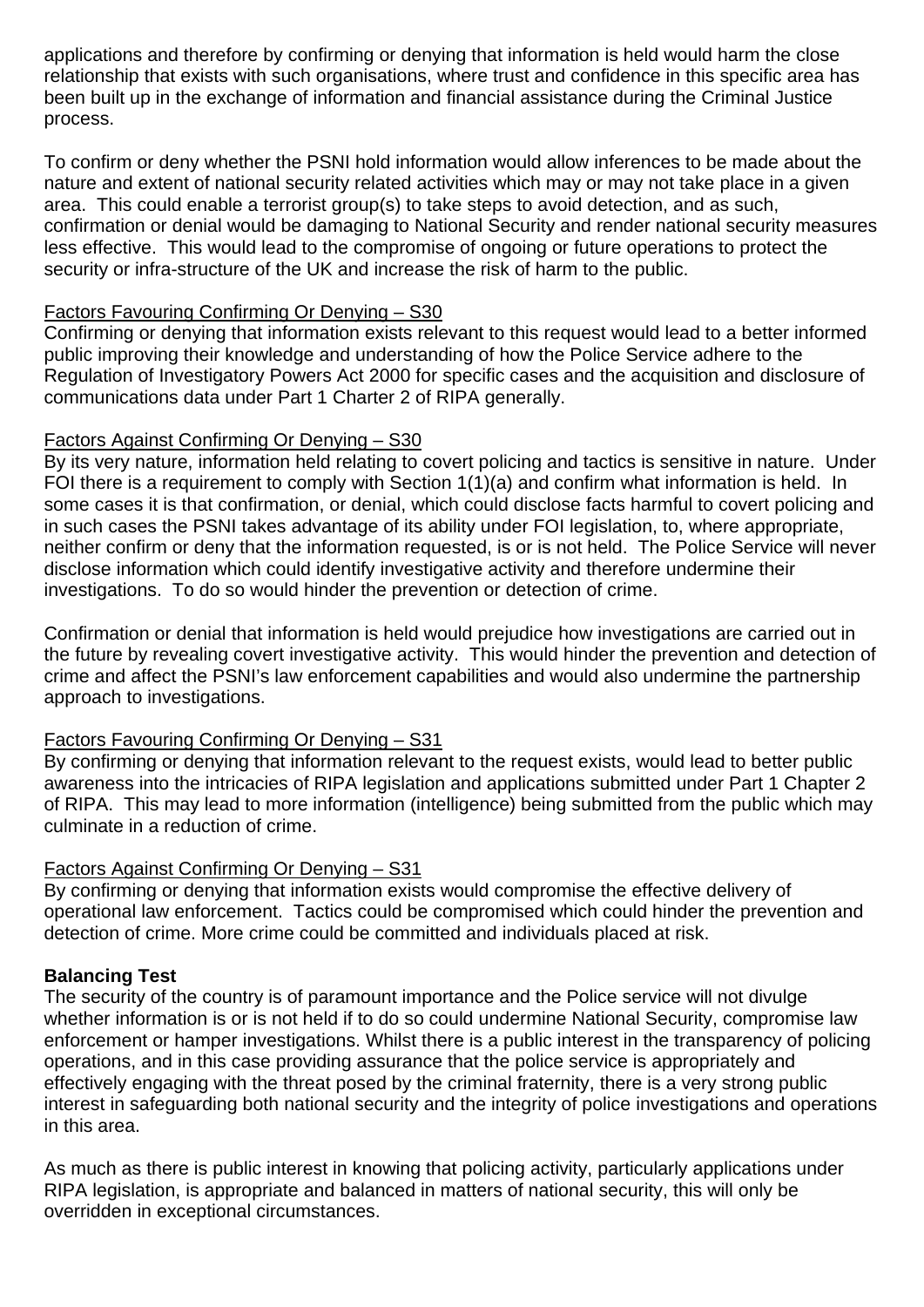applications and therefore by confirming or denying that information is held would harm the close relationship that exists with such organisations, where trust and confidence in this specific area has been built up in the exchange of information and financial assistance during the Criminal Justice process.

To confirm or deny whether the PSNI hold information would allow inferences to be made about the nature and extent of national security related activities which may or may not take place in a given area. This could enable a terrorist group(s) to take steps to avoid detection, and as such, confirmation or denial would be damaging to National Security and render national security measures less effective. This would lead to the compromise of ongoing or future operations to protect the security or infra-structure of the UK and increase the risk of harm to the public.

<u>Factors Favouring Confirming Or Denying – S30</u>
Confirming or denying that information exists relevant to this request would lead to a better informed public improving their knowledge and understanding of how the Police Service adhere to the Regulation of Investigatory Powers Act 2000 for specific cases and the acquisition and disclosure of communications data under Part 1 Charter 2 of RIPA generally.

<u>Factors Against Confirming Or Denying – S30</u>
By its very nature, information held relating to covert policing and tactics is sensitive in nature. Under FOI there is a requirement to comply with Section 1(1)(a) and confirm what information is held. In some cases it is that confirmation, or denial, which could disclose facts harmful to covert policing and in such cases the PSNI takes advantage of its ability under FOI legislation, to, where appropriate, neither confirm or deny that the information requested, is or is not held. The Police Service will never disclose information which could identify investigative activity and therefore undermine their investigations. To do so would hinder the prevention or detection of crime.

Confirmation or denial that information is held would prejudice how investigations are carried out in the future by revealing covert investigative activity. This would hinder the prevention and detection of crime and affect the PSNI's law enforcement capabilities and would also undermine the partnership approach to investigations.

<u>Factors Favouring Confirming Or Denying – S31</u>
By confirming or denying that information relevant to the request exists, would lead to better public awareness into the intricacies of RIPA legislation and applications submitted under Part 1 Chapter 2 of RIPA. This may lead to more information (intelligence) being submitted from the public which may culminate in a reduction of crime.

<u>Factors Against Confirming Or Denying – S31</u>
By confirming or denying that information exists would compromise the effective delivery of operational law enforcement. Tactics could be compromised which could hinder the prevention and detection of crime. More crime could be committed and individuals placed at risk.

**Balancing Test**
The security of the country is of paramount importance and the Police service will not divulge whether information is or is not held if to do so could undermine National Security, compromise law enforcement or hamper investigations. Whilst there is a public interest in the transparency of policing operations, and in this case providing assurance that the police service is appropriately and effectively engaging with the threat posed by the criminal fraternity, there is a very strong public interest in safeguarding both national security and the integrity of police investigations and operations in this area.

As much as there is public interest in knowing that policing activity, particularly applications under RIPA legislation, is appropriate and balanced in matters of national security, this will only be overridden in exceptional circumstances.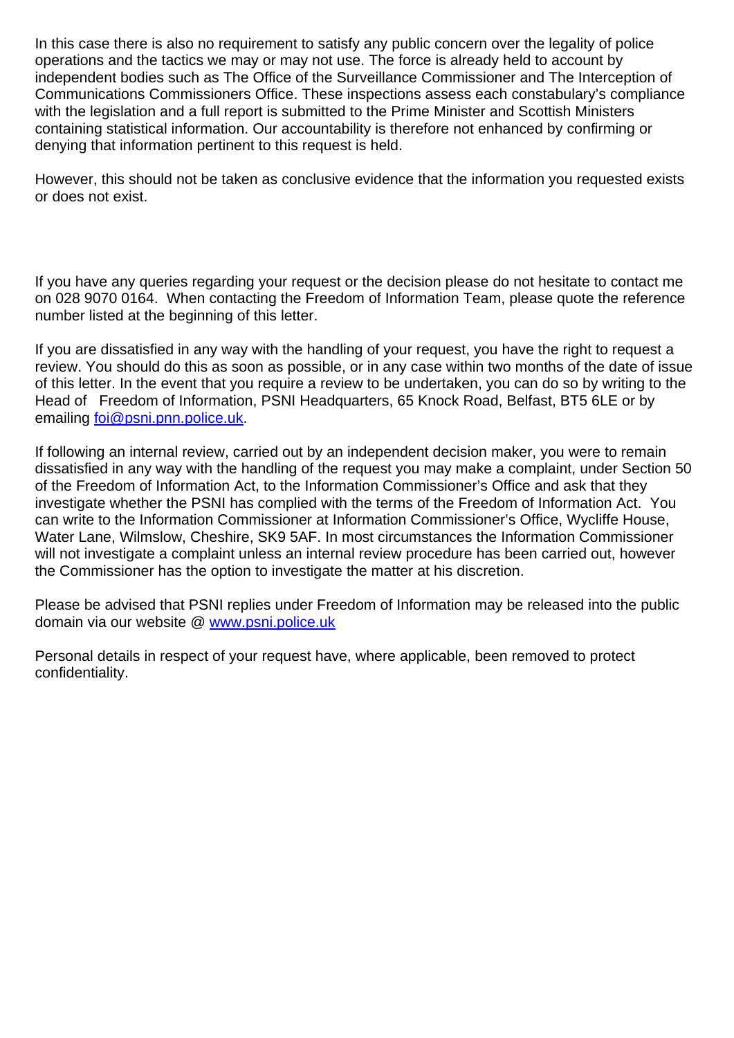In this case there is also no requirement to satisfy any public concern over the legality of police operations and the tactics we may or may not use. The force is already held to account by independent bodies such as The Office of the Surveillance Commissioner and The Interception of Communications Commissioners Office. These inspections assess each constabulary's compliance with the legislation and a full report is submitted to the Prime Minister and Scottish Ministers containing statistical information. Our accountability is therefore not enhanced by confirming or denying that information pertinent to this request is held.

However, this should not be taken as conclusive evidence that the information you requested exists or does not exist.

If you have any queries regarding your request or the decision please do not hesitate to contact me on 028 9070 0164. When contacting the Freedom of Information Team, please quote the reference number listed at the beginning of this letter.

If you are dissatisfied in any way with the handling of your request, you have the right to request a review. You should do this as soon as possible, or in any case within two months of the date of issue of this letter. In the event that you require a review to be undertaken, you can do so by writing to the Head of Freedom of Information, PSNI Headquarters, 65 Knock Road, Belfast, BT5 6LE or by emailing [foi@psni.pnn.police.uk](mailto:foi@psni.pnn.police.uk).

If following an internal review, carried out by an independent decision maker, you were to remain dissatisfied in any way with the handling of the request you may make a complaint, under Section 50 of the Freedom of Information Act, to the Information Commissioner's Office and ask that they investigate whether the PSNI has complied with the terms of the Freedom of Information Act. You can write to the Information Commissioner at Information Commissioner's Office, Wycliffe House, Water Lane, Wilmslow, Cheshire, SK9 5AF. In most circumstances the Information Commissioner will not investigate a complaint unless an internal review procedure has been carried out, however the Commissioner has the option to investigate the matter at his discretion.

Please be advised that PSNI replies under Freedom of Information may be released into the public domain via our website @ [www.psni.police.uk](http://www.psni.police.uk)

Personal details in respect of your request have, where applicable, been removed to protect confidentiality.